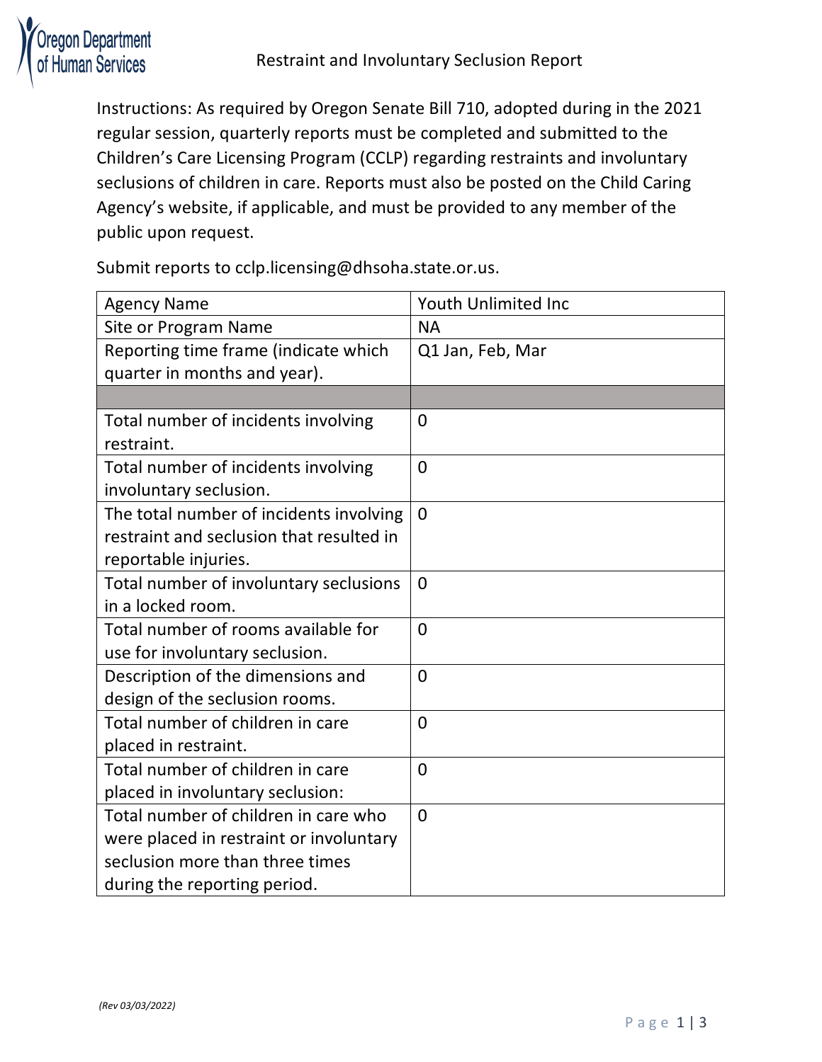Oregon Department of Human Services

# Restraint and Involuntary Seclusion Report

Instructions: As required by Oregon Senate Bill 710, adopted during in the 2021 regular session, quarterly reports must be completed and submitted to the Children's Care Licensing Program (CCLP) regarding restraints and involuntary seclusions of children in care. Reports must also be posted on the Child Caring Agency's website, if applicable, and must be provided to any member of the public upon request.

Submit reports to cclp.licensing@dhsoha.state.or.us.

| Agency Name | Youth Unlimited Inc |
|---|---|
| Site or Program Name | NA |
| Reporting time frame (indicate which quarter in months and year). | Q1 Jan, Feb, Mar |
| | |
| Total number of incidents involving restraint. | 0 |
| Total number of incidents involving involuntary seclusion. | 0 |
| The total number of incidents involving restraint and seclusion that resulted in reportable injuries. | 0 |
| Total number of involuntary seclusions in a locked room. | 0 |
| Total number of rooms available for use for involuntary seclusion. | 0 |
| Description of the dimensions and design of the seclusion rooms. | 0 |
| Total number of children in care placed in restraint. | 0 |
| Total number of children in care placed in involuntary seclusion: | 0 |
| Total number of children in care who were placed in restraint or involuntary seclusion more than three times during the reporting period. | 0 |

*(Rev 03/03/2022)*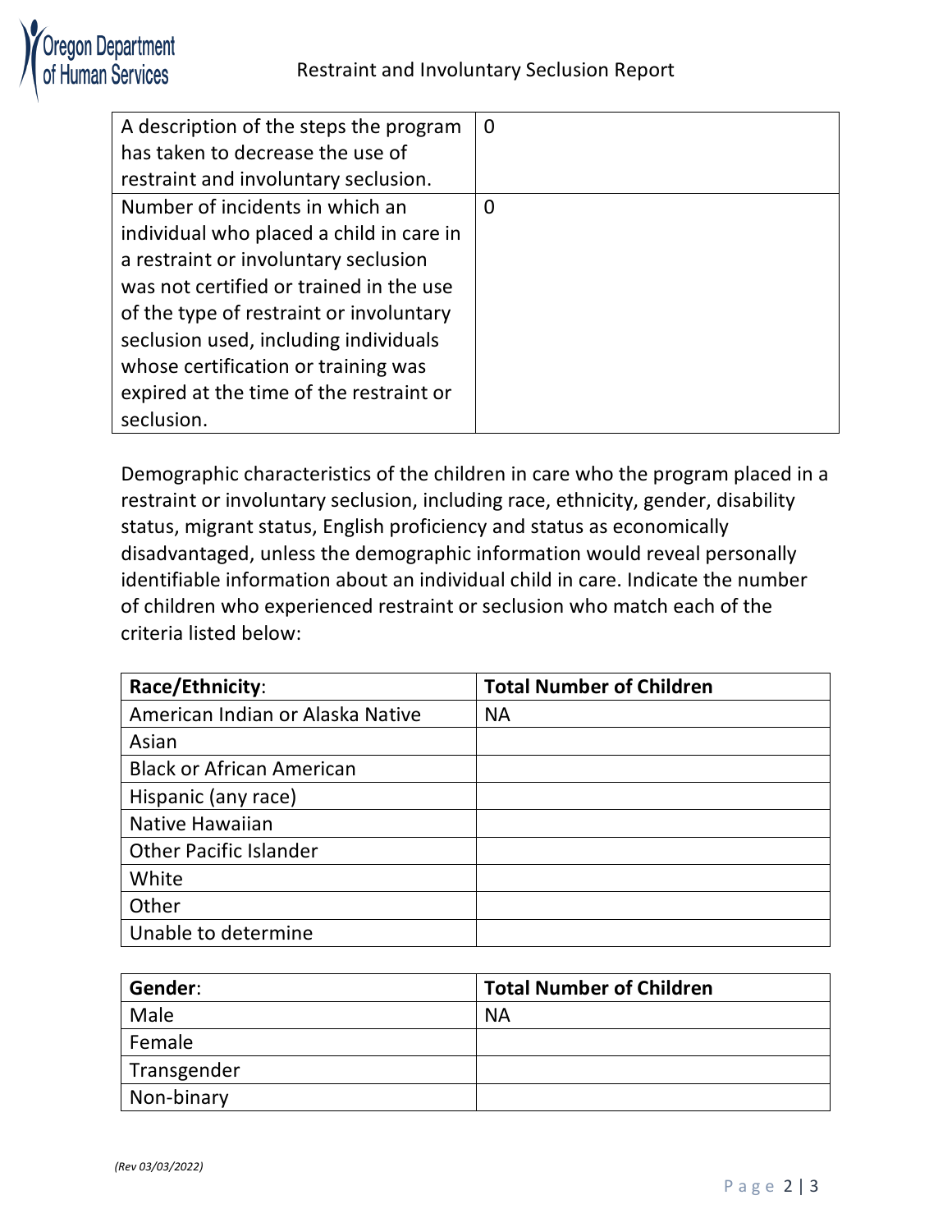| A description of the steps the program has taken to decrease the use of restraint and involuntary seclusion. | 0 |
|---|---|
| Number of incidents in which an individual who placed a child in care in a restraint or involuntary seclusion was not certified or trained in the use of the type of restraint or involuntary seclusion used, including individuals whose certification or training was expired at the time of the restraint or seclusion. | 0 |

Demographic characteristics of the children in care who the program placed in a restraint or involuntary seclusion, including race, ethnicity, gender, disability status, migrant status, English proficiency and status as economically disadvantaged, unless the demographic information would reveal personally identifiable information about an individual child in care. Indicate the number of children who experienced restraint or seclusion who match each of the criteria listed below:

| **Race/Ethnicity**: | **Total Number of Children** |
|---|---|
| American Indian or Alaska Native | NA |
| Asian | |
| Black or African American | |
| Hispanic (any race) | |
| Native Hawaiian | |
| Other Pacific Islander | |
| White | |
| Other | |
| Unable to determine | |

| **Gender**: | **Total Number of Children** |
|---|---|
| Male | NA |
| Female | |
| Transgender | |
| Non-binary | |

*(Rev 03/03/2022)*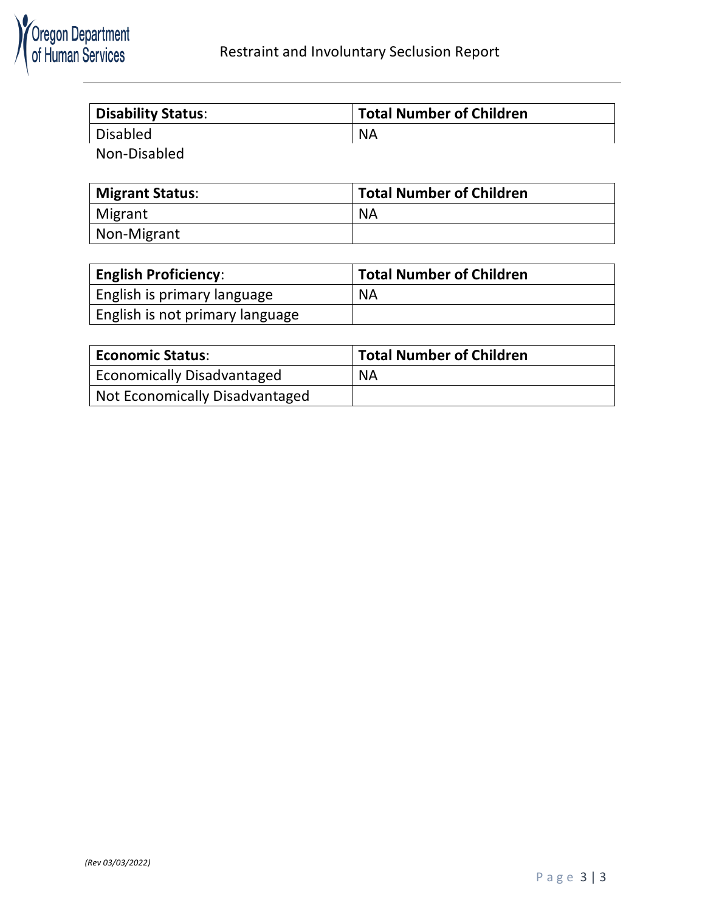| **Disability Status**: | **Total Number of Children** |
| --- | --- |
| Disabled | NA |
| Non-Disabled | |

| **Migrant Status**: | **Total Number of Children** |
| --- | --- |
| Migrant | NA |
| Non-Migrant | |

| **English Proficiency**: | **Total Number of Children** |
| --- | --- |
| English is primary language | NA |
| English is not primary language | |

| **Economic Status**: | **Total Number of Children** |
| --- | --- |
| Economically Disadvantaged | NA |
| Not Economically Disadvantaged | |

*(Rev 03/03/2022)*